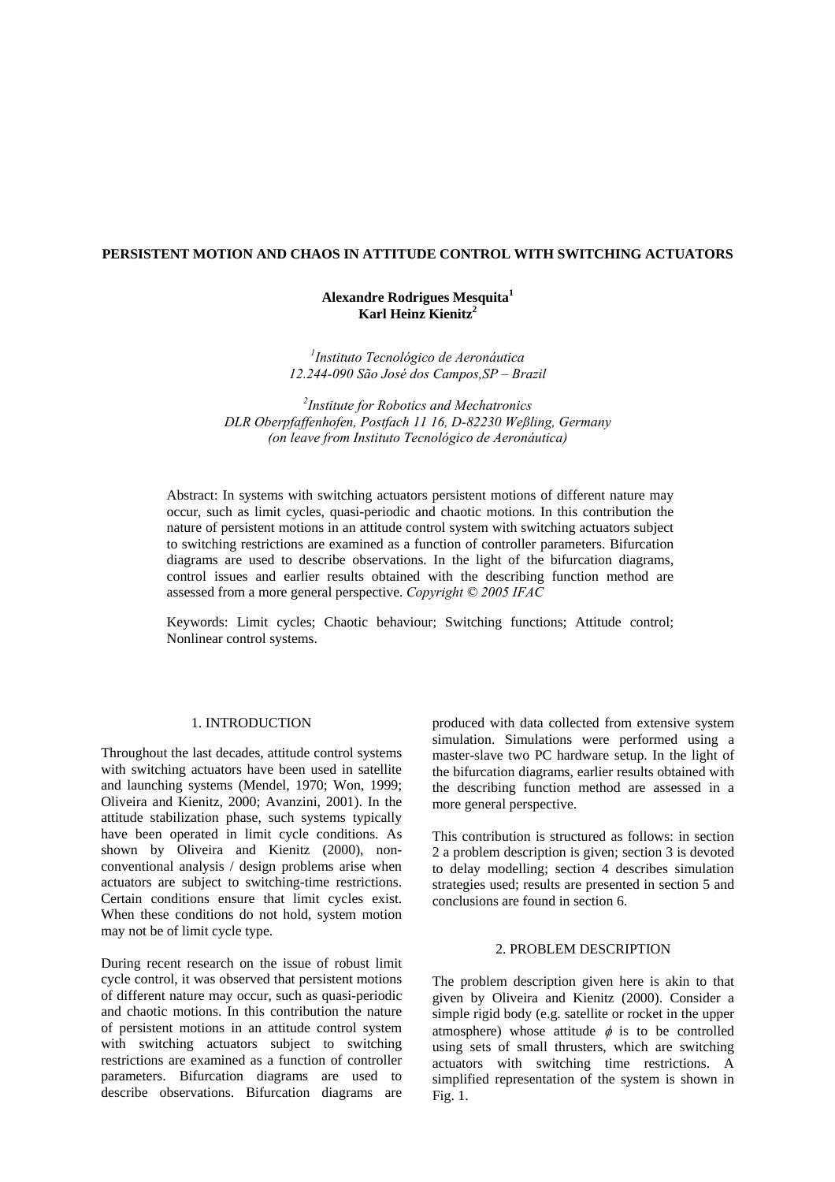# PERSISTENT MOTION AND CHAOS IN ATTITUDE CONTROL WITH SWITCHING ACTUATORS

**Alexandre Rodrigues Mesquita[1]**
**Karl Heinz Kienitz[2]**

*[1]Instituto Tecnológico de Aeronáutica*
*12.244-090 São José dos Campos,SP – Brazil*

*[2]Institute for Robotics and Mechatronics*
*DLR Oberpfaffenhofen, Postfach 11 16, D-82230 Weßling, Germany*
*(on leave from Instituto Tecnológico de Aeronáutica)*

Abstract: In systems with switching actuators persistent motions of different nature may occur, such as limit cycles, quasi-periodic and chaotic motions. In this contribution the nature of persistent motions in an attitude control system with switching actuators subject to switching restrictions are examined as a function of controller parameters. Bifurcation diagrams are used to describe observations. In the light of the bifurcation diagrams, control issues and earlier results obtained with the describing function method are assessed from a more general perspective. *Copyright © 2005 IFAC*

Keywords: Limit cycles; Chaotic behaviour; Switching functions; Attitude control; Nonlinear control systems.

## 1. INTRODUCTION

Throughout the last decades, attitude control systems with switching actuators have been used in satellite and launching systems (Mendel, 1970; Won, 1999; Oliveira and Kienitz, 2000; Avanzini, 2001). In the attitude stabilization phase, such systems typically have been operated in limit cycle conditions. As shown by Oliveira and Kienitz (2000), non-conventional analysis / design problems arise when actuators are subject to switching-time restrictions. Certain conditions ensure that limit cycles exist. When these conditions do not hold, system motion may not be of limit cycle type.

During recent research on the issue of robust limit cycle control, it was observed that persistent motions of different nature may occur, such as quasi-periodic and chaotic motions. In this contribution the nature of persistent motions in an attitude control system with switching actuators subject to switching restrictions are examined as a function of controller parameters. Bifurcation diagrams are used to describe observations. Bifurcation diagrams are produced with data collected from extensive system simulation. Simulations were performed using a master-slave two PC hardware setup. In the light of the bifurcation diagrams, earlier results obtained with the describing function method are assessed in a more general perspective.

This contribution is structured as follows: in section 2 a problem description is given; section 3 is devoted to delay modelling; section 4 describes simulation strategies used; results are presented in section 5 and conclusions are found in section 6.

## 2. PROBLEM DESCRIPTION

The problem description given here is akin to that given by Oliveira and Kienitz (2000). Consider a simple rigid body (e.g. satellite or rocket in the upper atmosphere) whose attitude $\phi$ is to be controlled using sets of small thrusters, which are switching actuators with switching time restrictions. A simplified representation of the system is shown in Fig. 1.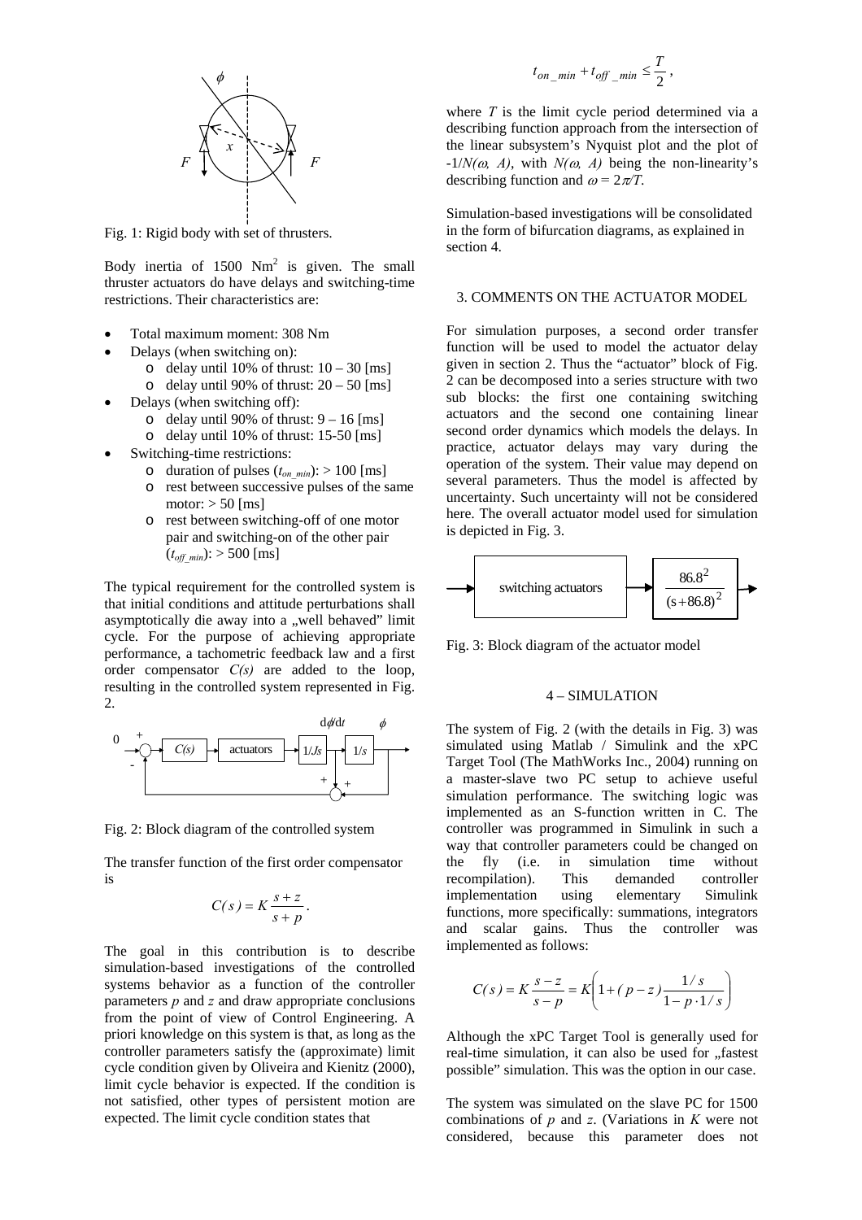Fig. 1: Rigid body with set of thrusters.

Body inertia of 1500 $Nm^2$ is given. The small thruster actuators do have delays and switching-time restrictions. Their characteristics are:

- Total maximum moment: 308 Nm
- Delays (when switching on):
  - delay until 10% of thrust: 10 – 30 [ms]
  - delay until 90% of thrust: 20 – 50 [ms]
- Delays (when switching off):
  - delay until 90% of thrust: 9 – 16 [ms]
  - delay until 10% of thrust: 15-50 [ms]
- Switching-time restrictions:
  - duration of pulses ($t_{on\_min}$): > 100 [ms]
  - rest between successive pulses of the same motor: > 50 [ms]
  - rest between switching-off of one motor pair and switching-on of the other pair ($t_{off\_min}$): > 500 [ms]

The typical requirement for the controlled system is that initial conditions and attitude perturbations shall asymptotically die away into a „well behaved" limit cycle. For the purpose of achieving appropriate performance, a tachometric feedback law and a first order compensator $C(s)$ are added to the loop, resulting in the controlled system represented in Fig. 2.

Fig. 2: Block diagram of the controlled system

The transfer function of the first order compensator is

$$C(s) = K\frac{s+z}{s+p}.$$

The goal in this contribution is to describe simulation-based investigations of the controlled systems behavior as a function of the controller parameters $p$ and $z$ and draw appropriate conclusions from the point of view of Control Engineering. A priori knowledge on this system is that, as long as the controller parameters satisfy the (approximate) limit cycle condition given by Oliveira and Kienitz (2000), limit cycle behavior is expected. If the condition is not satisfied, other types of persistent motion are expected. The limit cycle condition states that

$$t_{on\_min} + t_{off\_min} \leq \frac{T}{2},$$

where $T$ is the limit cycle period determined via a describing function approach from the intersection of the linear subsystem's Nyquist plot and the plot of $-1/N(\omega, A)$, with $N(\omega, A)$ being the non-linearity's describing function and $\omega = 2\pi/T$.

Simulation-based investigations will be consolidated in the form of bifurcation diagrams, as explained in section 4.

## 3. COMMENTS ON THE ACTUATOR MODEL

For simulation purposes, a second order transfer function will be used to model the actuator delay given in section 2. Thus the "actuator" block of Fig. 2 can be decomposed into a series structure with two sub blocks: the first one containing switching actuators and the second one containing linear second order dynamics which models the delays. In practice, actuator delays may vary during the operation of the system. Their value may depend on several parameters. Thus the model is affected by uncertainty. Such uncertainty will not be considered here. The overall actuator model used for simulation is depicted in Fig. 3.

$$\text{switching actuators} \rightarrow \frac{86.8^2}{(s+86.8)^2}$$

Fig. 3: Block diagram of the actuator model

## 4 – SIMULATION

The system of Fig. 2 (with the details in Fig. 3) was simulated using Matlab / Simulink and the xPC Target Tool (The MathWorks Inc., 2004) running on a master-slave two PC setup to achieve useful simulation performance. The switching logic was implemented as an S-function written in C. The controller was programmed in Simulink in such a way that controller parameters could be changed on the fly (i.e. in simulation time without recompilation). This demanded controller implementation using elementary Simulink functions, more specifically: summations, integrators and scalar gains. Thus the controller was implemented as follows:

$$C(s) = K\frac{s-z}{s-p} = K\left(1 + (p-z)\frac{1/s}{1-p\cdot 1/s}\right)$$

Although the xPC Target Tool is generally used for real-time simulation, it can also be used for „fastest possible" simulation. This was the option in our case.

The system was simulated on the slave PC for 1500 combinations of $p$ and $z$. (Variations in $K$ were not considered, because this parameter does not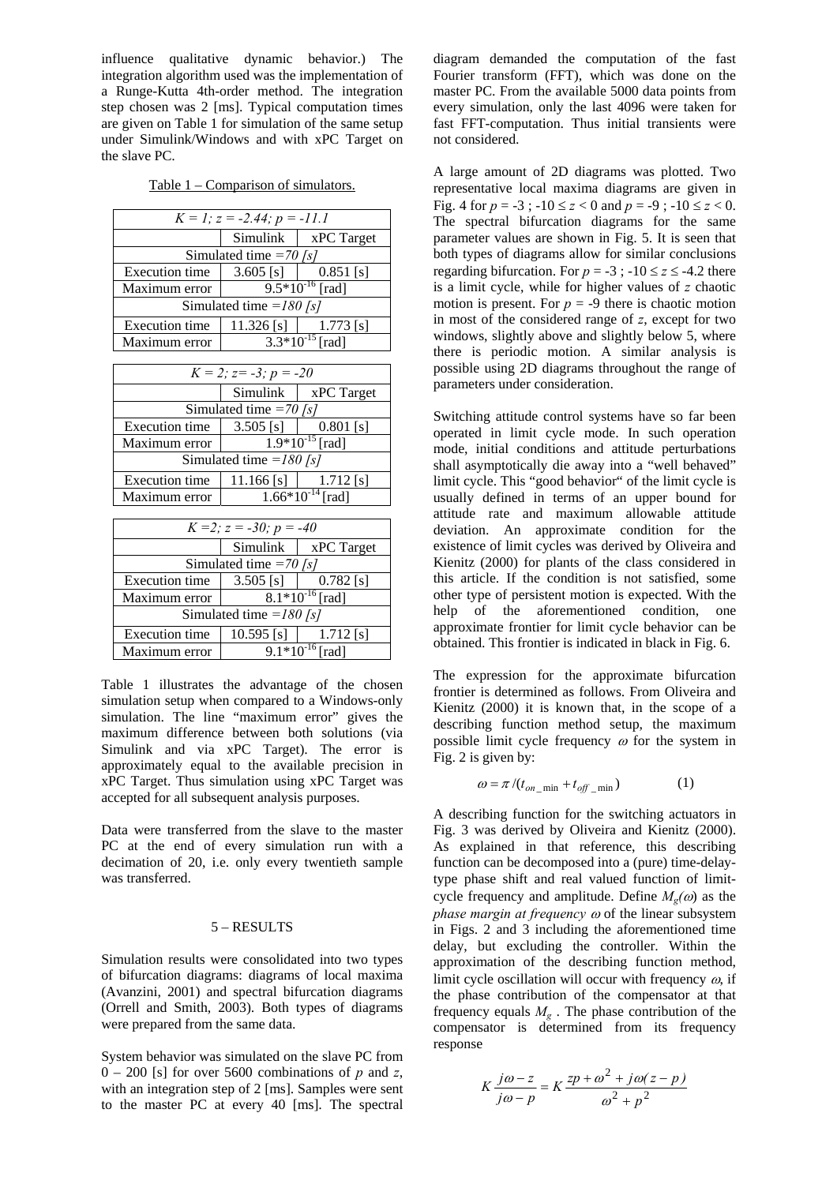influence qualitative dynamic behavior.) The integration algorithm used was the implementation of a Runge-Kutta 4th-order method. The integration step chosen was 2 [ms]. Typical computation times are given on Table 1 for simulation of the same setup under Simulink/Windows and with xPC Target on the slave PC.

Table 1 – Comparison of simulators.

| *K = 1; z = -2.44; p = -11.1* | | |
|---|---|---|
| | Simulink | xPC Target |
| Simulated time *=70 [s]* | | |
| Execution time | 3.605 [s] | 0.851 [s] |
| Maximum error | $9.5*10^{-16}$ [rad] | |
| Simulated time *=180 [s]* | | |
| Execution time | 11.326 [s] | 1.773 [s] |
| Maximum error | $3.3*10^{-15}$ [rad] | |

| *K = 2; z= -3; p = -20* | | |
|---|---|---|
| | Simulink | xPC Target |
| Simulated time *=70 [s]* | | |
| Execution time | 3.505 [s] | 0.801 [s] |
| Maximum error | $1.9*10^{-15}$ [rad] | |
| Simulated time *=180 [s]* | | |
| Execution time | 11.166 [s] | 1.712 [s] |
| Maximum error | $1.66*10^{-14}$ [rad] | |

| *K =2; z = -30; p = -40* | | |
|---|---|---|
| | Simulink | xPC Target |
| Simulated time *=70 [s]* | | |
| Execution time | 3.505 [s] | 0.782 [s] |
| Maximum error | $8.1*10^{-16}$ [rad] | |
| Simulated time *=180 [s]* | | |
| Execution time | 10.595 [s] | 1.712 [s] |
| Maximum error | $9.1*10^{-16}$ [rad] | |

Table 1 illustrates the advantage of the chosen simulation setup when compared to a Windows-only simulation. The line "maximum error" gives the maximum difference between both solutions (via Simulink and via xPC Target). The error is approximately equal to the available precision in xPC Target. Thus simulation using xPC Target was accepted for all subsequent analysis purposes.

Data were transferred from the slave to the master PC at the end of every simulation run with a decimation of 20, i.e. only every twentieth sample was transferred.

## 5 – RESULTS

Simulation results were consolidated into two types of bifurcation diagrams: diagrams of local maxima (Avanzini, 2001) and spectral bifurcation diagrams (Orrell and Smith, 2003). Both types of diagrams were prepared from the same data.

System behavior was simulated on the slave PC from 0 – 200 [s] for over 5600 combinations of $p$ and $z$, with an integration step of 2 [ms]. Samples were sent to the master PC at every 40 [ms]. The spectral diagram demanded the computation of the fast Fourier transform (FFT), which was done on the master PC. From the available 5000 data points from every simulation, only the last 4096 were taken for fast FFT-computation. Thus initial transients were not considered.

A large amount of 2D diagrams was plotted. Two representative local maxima diagrams are given in Fig. 4 for $p = -3$ ; $-10 \le z < 0$ and $p = -9$ ; $-10 \le z < 0$. The spectral bifurcation diagrams for the same parameter values are shown in Fig. 5. It is seen that both types of diagrams allow for similar conclusions regarding bifurcation. For $p = -3$ ; $-10 \le z \le -4.2$ there is a limit cycle, while for higher values of $z$ chaotic motion is present. For $p = -9$ there is chaotic motion in most of the considered range of $z$, except for two windows, slightly above and slightly below 5, where there is periodic motion. A similar analysis is possible using 2D diagrams throughout the range of parameters under consideration.

Switching attitude control systems have so far been operated in limit cycle mode. In such operation mode, initial conditions and attitude perturbations shall asymptotically die away into a "well behaved" limit cycle. This "good behavior" of the limit cycle is usually defined in terms of an upper bound for attitude rate and maximum allowable attitude deviation. An approximate condition for the existence of limit cycles was derived by Oliveira and Kienitz (2000) for plants of the class considered in this article. If the condition is not satisfied, some other type of persistent motion is expected. With the help of the aforementioned condition, one approximate frontier for limit cycle behavior can be obtained. This frontier is indicated in black in Fig. 6.

The expression for the approximate bifurcation frontier is determined as follows. From Oliveira and Kienitz (2000) it is known that, in the scope of a describing function method setup, the maximum possible limit cycle frequency $\omega$ for the system in Fig. 2 is given by:

$$\omega = \pi / (t_{on\_\min} + t_{off\_\min}) \tag{1}$$

A describing function for the switching actuators in Fig. 3 was derived by Oliveira and Kienitz (2000). As explained in that reference, this describing function can be decomposed into a (pure) time-delay-type phase shift and real valued function of limit-cycle frequency and amplitude. Define $M_g(\omega)$ as the *phase margin at frequency* $\omega$ of the linear subsystem in Figs. 2 and 3 including the aforementioned time delay, but excluding the controller. Within the approximation of the describing function method, limit cycle oscillation will occur with frequency $\omega$, if the phase contribution of the compensator at that frequency equals $M_g$ . The phase contribution of the compensator is determined from its frequency response

$$K\frac{j\omega - z}{j\omega - p} = K\frac{zp + \omega^2 + j\omega(z - p)}{\omega^2 + p^2}$$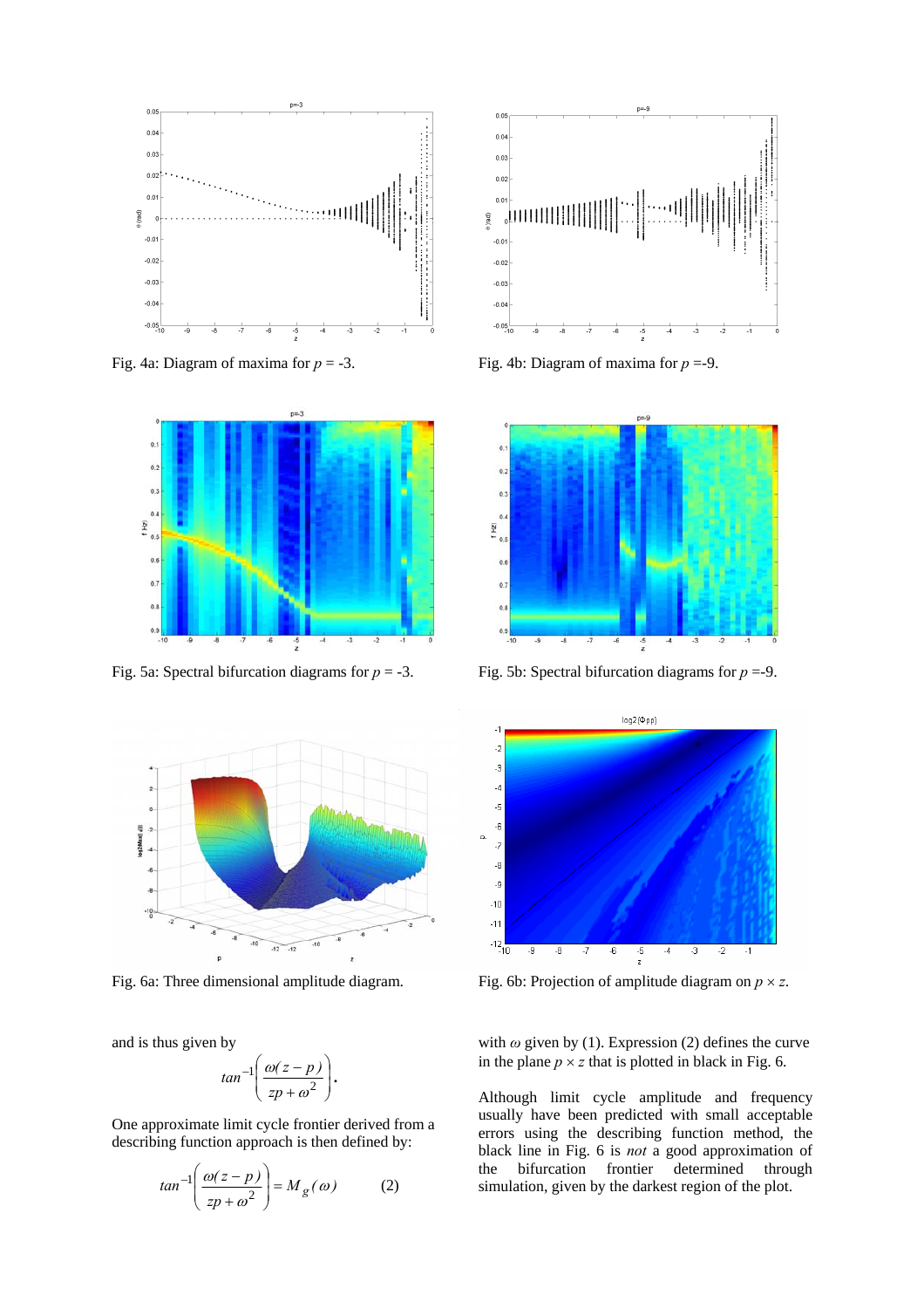Fig. 4a: Diagram of maxima for $p$ = -3.

Fig. 4b: Diagram of maxima for $p$ =-9.

Fig. 5a: Spectral bifurcation diagrams for $p$ = -3.

Fig. 5b: Spectral bifurcation diagrams for $p$ =-9.

Fig. 6a: Three dimensional amplitude diagram.

Fig. 6b: Projection of amplitude diagram on $p \times z$.

and is thus given by

$$tan^{-1}\left(\frac{\omega(z-p)}{zp+\omega^2}\right).$$

One approximate limit cycle frontier derived from a describing function approach is then defined by:

$$tan^{-1}\left(\frac{\omega(z-p)}{zp+\omega^2}\right) = M_g(\omega) \qquad (2)$$

with $\omega$ given by (1). Expression (2) defines the curve in the plane $p \times z$ that is plotted in black in Fig. 6.

Although limit cycle amplitude and frequency usually have been predicted with small acceptable errors using the describing function method, the black line in Fig. 6 is *not* a good approximation of the bifurcation frontier determined through simulation, given by the darkest region of the plot.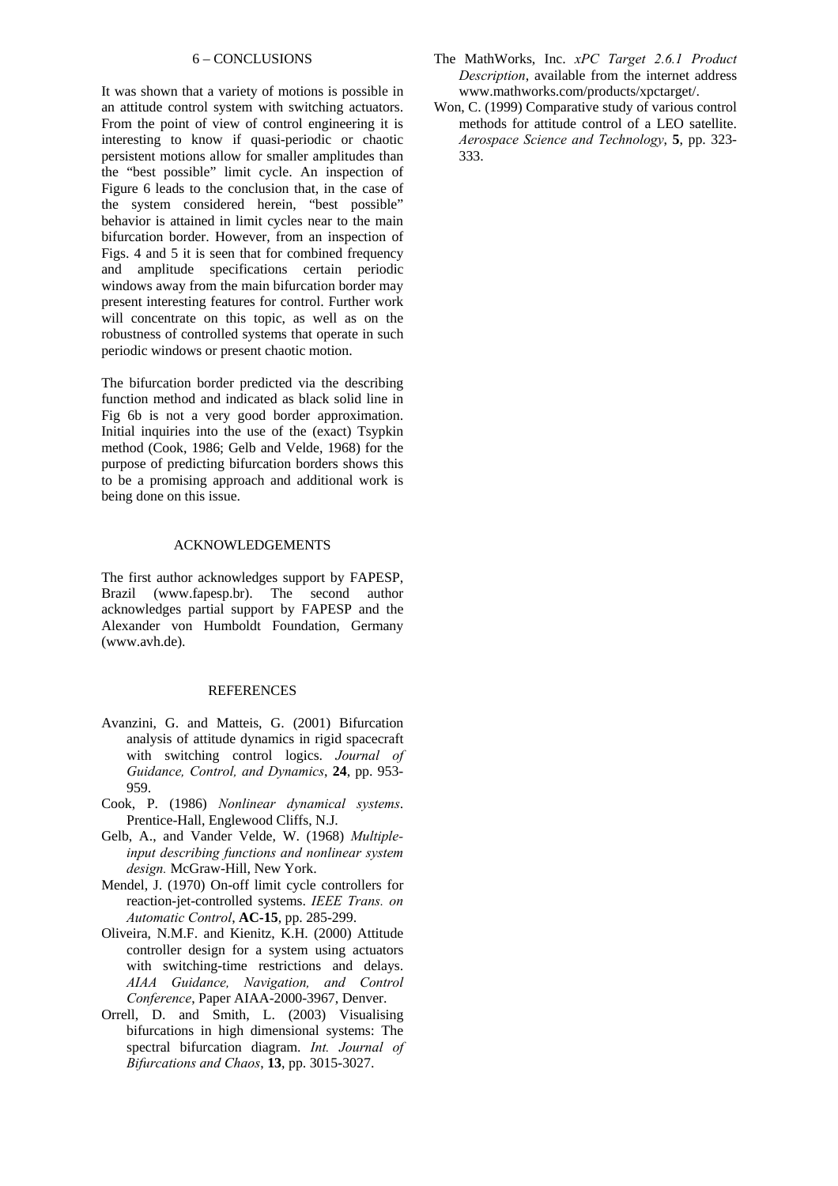## 6 – CONCLUSIONS

It was shown that a variety of motions is possible in an attitude control system with switching actuators. From the point of view of control engineering it is interesting to know if quasi-periodic or chaotic persistent motions allow for smaller amplitudes than the "best possible" limit cycle. An inspection of Figure 6 leads to the conclusion that, in the case of the system considered herein, "best possible" behavior is attained in limit cycles near to the main bifurcation border. However, from an inspection of Figs. 4 and 5 it is seen that for combined frequency and amplitude specifications certain periodic windows away from the main bifurcation border may present interesting features for control. Further work will concentrate on this topic, as well as on the robustness of controlled systems that operate in such periodic windows or present chaotic motion.

The bifurcation border predicted via the describing function method and indicated as black solid line in Fig 6b is not a very good border approximation. Initial inquiries into the use of the (exact) Tsypkin method (Cook, 1986; Gelb and Velde, 1968) for the purpose of predicting bifurcation borders shows this to be a promising approach and additional work is being done on this issue.

## ACKNOWLEDGEMENTS

The first author acknowledges support by FAPESP, Brazil (www.fapesp.br). The second author acknowledges partial support by FAPESP and the Alexander von Humboldt Foundation, Germany (www.avh.de).

## REFERENCES

- Avanzini, G. and Matteis, G. (2001) Bifurcation analysis of attitude dynamics in rigid spacecraft with switching control logics. *Journal of Guidance, Control, and Dynamics*, **24**, pp. 953-959.
- Cook, P. (1986) *Nonlinear dynamical systems*. Prentice-Hall, Englewood Cliffs, N.J.
- Gelb, A., and Vander Velde, W. (1968) *Multiple-input describing functions and nonlinear system design.* McGraw-Hill, New York.
- Mendel, J. (1970) On-off limit cycle controllers for reaction-jet-controlled systems. *IEEE Trans. on Automatic Control*, **AC-15**, pp. 285-299.
- Oliveira, N.M.F. and Kienitz, K.H. (2000) Attitude controller design for a system using actuators with switching-time restrictions and delays. *AIAA Guidance, Navigation, and Control Conference*, Paper AIAA-2000-3967, Denver.
- Orrell, D. and Smith, L. (2003) Visualising bifurcations in high dimensional systems: The spectral bifurcation diagram. *Int. Journal of Bifurcations and Chaos*, **13**, pp. 3015-3027.
- The MathWorks, Inc. *xPC Target 2.6.1 Product Description*, available from the internet address www.mathworks.com/products/xpctarget/.
- Won, C. (1999) Comparative study of various control methods for attitude control of a LEO satellite. *Aerospace Science and Technology*, **5**, pp. 323-333.